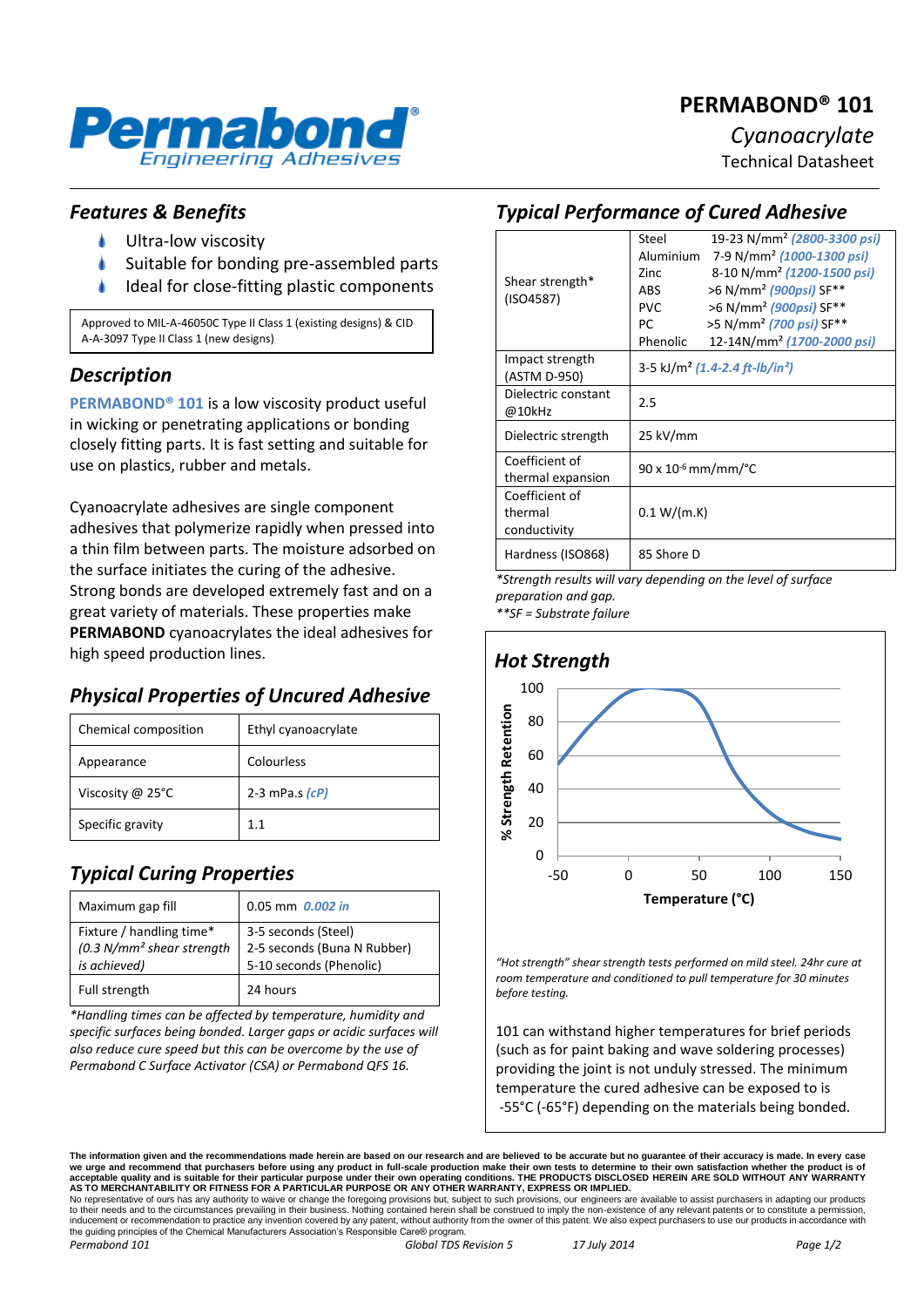# PERMABOND® 101

*Cyanoacrylate*

Technical Datasheet

## *Features & Benefits*

- Ultra-low viscosity
- Suitable for bonding pre-assembled parts
- Ideal for close-fitting plastic components

Approved to MIL-A-46050C Type II Class 1 (existing designs) & CID A-A-3097 Type II Class 1 (new designs)

## *Description*

**PERMABOND® 101** is a low viscosity product useful in wicking or penetrating applications or bonding closely fitting parts. It is fast setting and suitable for use on plastics, rubber and metals.

Cyanoacrylate adhesives are single component adhesives that polymerize rapidly when pressed into a thin film between parts. The moisture adsorbed on the surface initiates the curing of the adhesive. Strong bonds are developed extremely fast and on a great variety of materials. These properties make **PERMABOND** cyanoacrylates the ideal adhesives for high speed production lines.

## *Physical Properties of Uncured Adhesive*

| | |
|---|---|
| Chemical composition | Ethyl cyanoacrylate |
| Appearance | Colourless |
| Viscosity @ 25°C | 2-3 mPa.s *(cP)* |
| Specific gravity | 1.1 |

## *Typical Curing Properties*

| | |
|---|---|
| Maximum gap fill | 0.05 mm *0.002 in* |
| Fixture / handling time* *(0.3 N/mm² shear strength is achieved)* | 3-5 seconds (Steel)<br>2-5 seconds (Buna N Rubber)<br>5-10 seconds (Phenolic) |
| Full strength | 24 hours |

*\*Handling times can be affected by temperature, humidity and specific surfaces being bonded. Larger gaps or acidic surfaces will also reduce cure speed but this can be overcome by the use of Permabond C Surface Activator (CSA) or Permabond QFS 16.*

## *Typical Performance of Cured Adhesive*

| | |
|---|---|
| Shear strength* (ISO4587) | Steel 19-23 N/mm² *(2800-3300 psi)*<br>Aluminium 7-9 N/mm² *(1000-1300 psi)*<br>Zinc 8-10 N/mm² *(1200-1500 psi)*<br>ABS >6 N/mm² *(900psi)* SF**<br>PVC >6 N/mm² *(900psi)* SF**<br>PC >5 N/mm² *(700 psi)* SF**<br>Phenolic 12-14N/mm² *(1700-2000 psi)* |
| Impact strength (ASTM D-950) | 3-5 kJ/m² *(1.4-2.4 ft-lb/in²)* |
| Dielectric constant @10kHz | 2.5 |
| Dielectric strength | 25 kV/mm |
| Coefficient of thermal expansion | 90 x $10^{-6}$ mm/mm/°C |
| Coefficient of thermal conductivity | 0.1 W/(m.K) |
| Hardness (ISO868) | 85 Shore D |

*\*Strength results will vary depending on the level of surface preparation and gap.*
*\*\*SF = Substrate failure*

## *Hot Strength*

*"Hot strength" shear strength tests performed on mild steel. 24hr cure at room temperature and conditioned to pull temperature for 30 minutes before testing.*

101 can withstand higher temperatures for brief periods (such as for paint baking and wave soldering processes) providing the joint is not unduly stressed. The minimum temperature the cured adhesive can be exposed to is -55°C (-65°F) depending on the materials being bonded.

**The information given and the recommendations made herein are based on our research and are believed to be accurate but no guarantee of their accuracy is made. In every case we urge and recommend that purchasers before using any product in full-scale production make their own tests to determine to their own satisfaction whether the product is of acceptable quality and is suitable for their particular purpose under their own operating conditions. THE PRODUCTS DISCLOSED HEREIN ARE SOLD WITHOUT ANY WARRANTY AS TO MERCHANTABILITY OR FITNESS FOR A PARTICULAR PURPOSE OR ANY OTHER WARRANTY, EXPRESS OR IMPLIED.**
No representative of ours has any authority to waive or change the foregoing provisions but, subject to such provisions, our engineers are available to assist purchasers in adapting our products to their needs and to the circumstances prevailing in their business. Nothing contained herein shall be construed to imply the non-existence of any relevant patents or to constitute a permission, inducement or recommendation to practice any invention covered by any patent, without authority from the owner of this patent. We also expect purchasers to use our products in accordance with the guiding principles of the Chemical Manufacturers Association's Responsible Care® program.

*Permabond 101* *Global TDS Revision 5* *17 July 2014*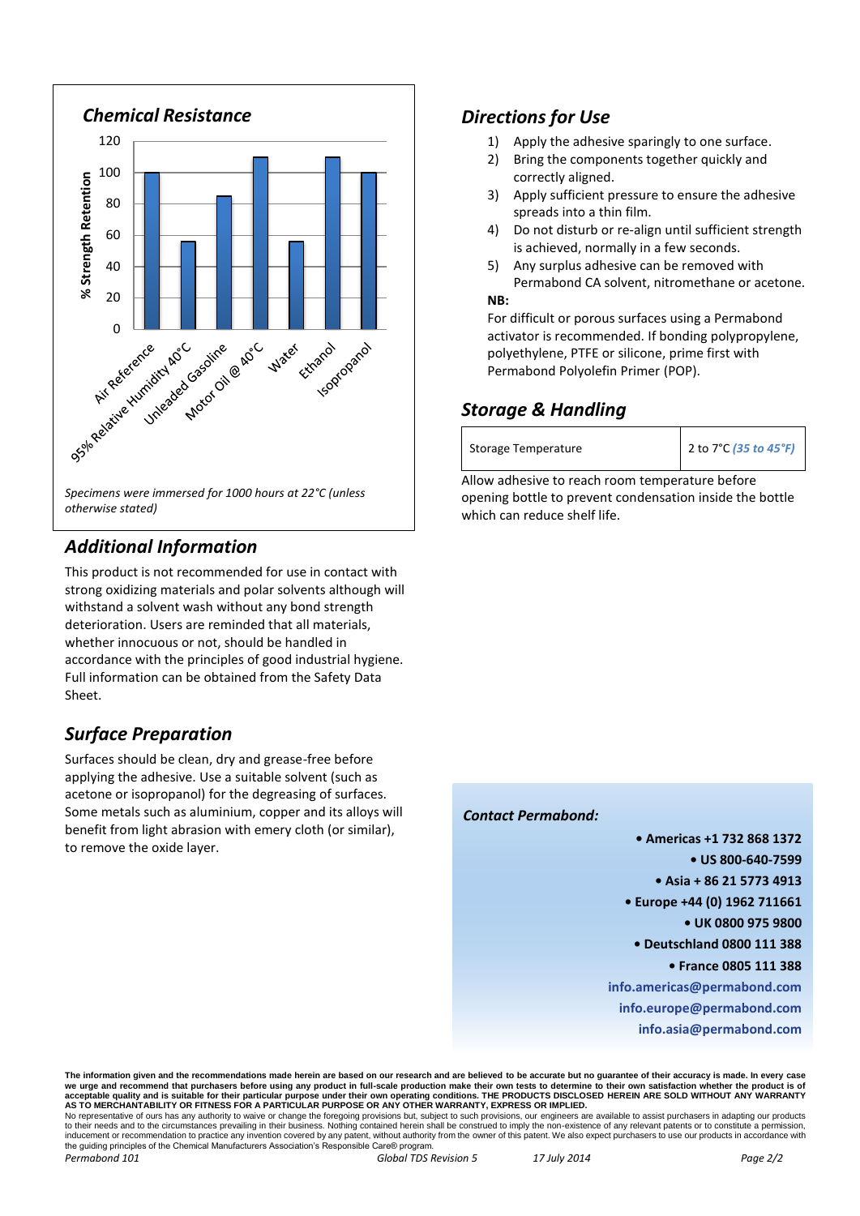## Chemical Resistance

% Strength Retention

120
100
80
60
40
20
0

Air Reference
95% Relative Humidity 40°C
Unleaded Gasoline
Motor Oil @ 40°C
Water
Ethanol
Isopropanol

*Specimens were immersed for 1000 hours at 22°C (unless otherwise stated)*

## Additional Information

This product is not recommended for use in contact with strong oxidizing materials and polar solvents although will withstand a solvent wash without any bond strength deterioration. Users are reminded that all materials, whether innocuous or not, should be handled in accordance with the principles of good industrial hygiene. Full information can be obtained from the Safety Data Sheet.

## Surface Preparation

Surfaces should be clean, dry and grease-free before applying the adhesive. Use a suitable solvent (such as acetone or isopropanol) for the degreasing of surfaces. Some metals such as aluminium, copper and its alloys will benefit from light abrasion with emery cloth (or similar), to remove the oxide layer.

## Directions for Use

1) Apply the adhesive sparingly to one surface.
2) Bring the components together quickly and correctly aligned.
3) Apply sufficient pressure to ensure the adhesive spreads into a thin film.
4) Do not disturb or re-align until sufficient strength is achieved, normally in a few seconds.
5) Any surplus adhesive can be removed with Permabond CA solvent, nitromethane or acetone.

**NB:**

For difficult or porous surfaces using a Permabond activator is recommended. If bonding polypropylene, polyethylene, PTFE or silicone, prime first with Permabond Polyolefin Primer (POP).

## Storage & Handling

| | |
|---|---|
| Storage Temperature | 2 to 7°C *(35 to 45°F)* |

Allow adhesive to reach room temperature before opening bottle to prevent condensation inside the bottle which can reduce shelf life.

***Contact Permabond:***

**• Americas +1 732 868 1372**
**• US 800-640-7599**
**• Asia + 86 21 5773 4913**
**• Europe +44 (0) 1962 711661**
**• UK 0800 975 9800**
**• Deutschland 0800 111 388**
**• France 0805 111 388**
**info.americas@permabond.com**
**info.europe@permabond.com**
**info.asia@permabond.com**

**The information given and the recommendations made herein are based on our research and are believed to be accurate but no guarantee of their accuracy is made. In every case we urge and recommend that purchasers before using any product in full-scale production make their own tests to determine to their own satisfaction whether the product is of acceptable quality and is suitable for their particular purpose under their own operating conditions. THE PRODUCTS DISCLOSED HEREIN ARE SOLD WITHOUT ANY WARRANTY AS TO MERCHANTABILITY OR FITNESS FOR A PARTICULAR PURPOSE OR ANY OTHER WARRANTY, EXPRESS OR IMPLIED.**
No representative of ours has any authority to waive or change the foregoing provisions but, subject to such provisions, our engineers are available to assist purchasers in adapting our products to their needs and to the circumstances prevailing in their business. Nothing contained herein shall be construed to imply the non-existence of any relevant patents or to constitute a permission, inducement or recommendation to practice any invention covered by any patent, without authority from the owner of this patent. We also expect purchasers to use our products in accordance with the guiding principles of the Chemical Manufacturers Association's Responsible Care® program.

*Permabond 101* *Global TDS Revision 5* *17 July 2014*